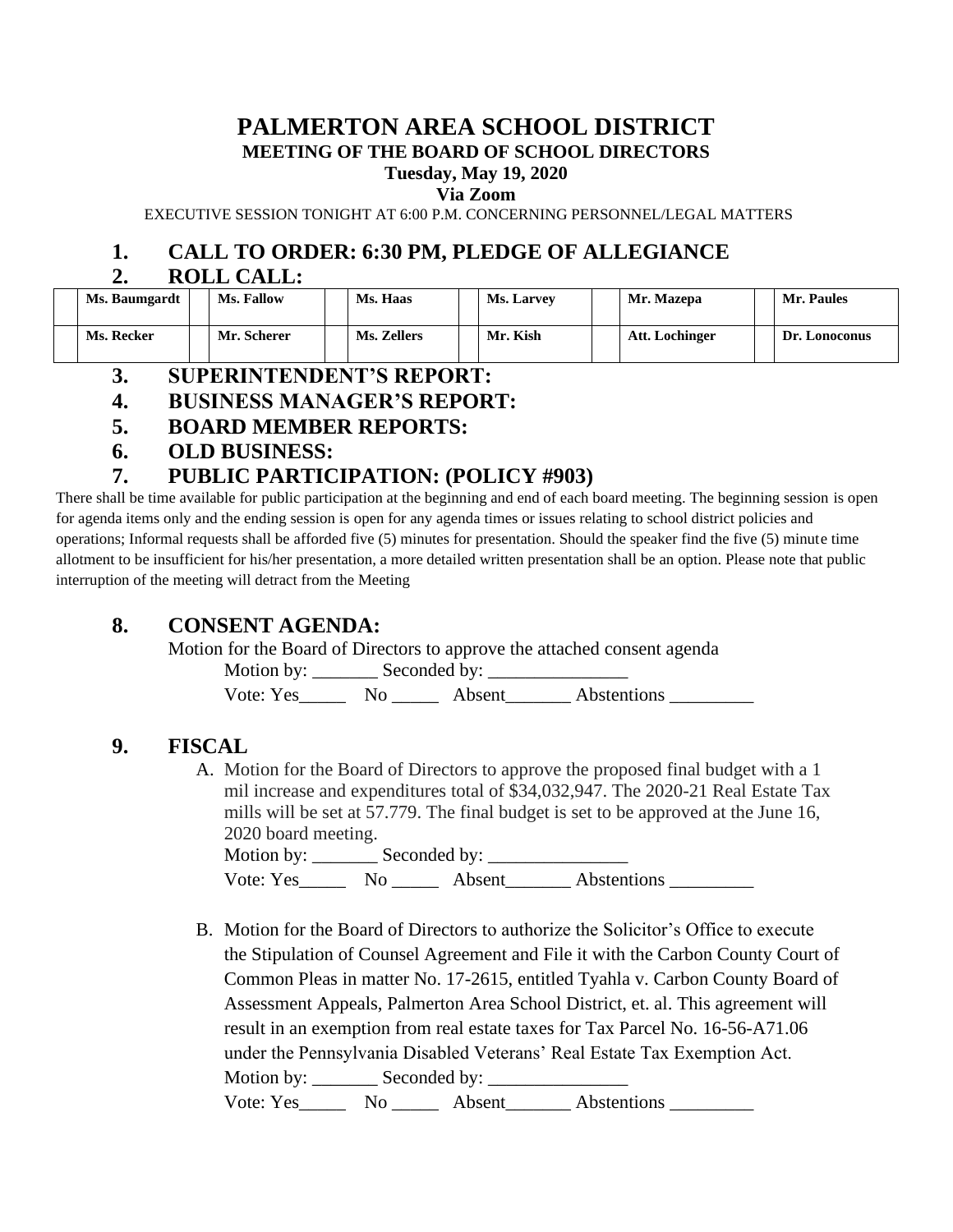# PALMERTON AREA SCHOOL DISTRICT

## MEETING OF THE BOARD OF SCHOOL DIRECTORS

**Tuesday, May 19, 2020**

**Via Zoom**

EXECUTIVE SESSION TONIGHT AT 6:00 P.M. CONCERNING PERSONNEL/LEGAL MATTERS

## 1. CALL TO ORDER: 6:30 PM, PLEDGE OF ALLEGIANCE

## 2. ROLL CALL:

| | Ms. Baumgardt | | Ms. Fallow | | Ms. Haas | | Ms. Larvey | | Mr. Mazepa | | Mr. Paules |
|---|---|---|---|---|---|---|---|---|---|---|---|
| | Ms. Recker | | Mr. Scherer | | Ms. Zellers | | Mr. Kish | | Att. Lochinger | | Dr. Lonoconus |

## 3. SUPERINTENDENT'S REPORT:

## 4. BUSINESS MANAGER'S REPORT:

## 5. BOARD MEMBER REPORTS:

## 6. OLD BUSINESS:

## 7. PUBLIC PARTICIPATION: (POLICY #903)

There shall be time available for public participation at the beginning and end of each board meeting. The beginning session is open for agenda items only and the ending session is open for any agenda times or issues relating to school district policies and operations; Informal requests shall be afforded five (5) minutes for presentation. Should the speaker find the five (5) minute time allotment to be insufficient for his/her presentation, a more detailed written presentation shall be an option. Please note that public interruption of the meeting will detract from the Meeting

## 8. CONSENT AGENDA:

Motion for the Board of Directors to approve the attached consent agenda

Motion by: _______ Seconded by: _______________

Vote: Yes_____ No _____ Absent_______ Abstentions _________

## 9. FISCAL

A. Motion for the Board of Directors to approve the proposed final budget with a 1 mil increase and expenditures total of $34,032,947. The 2020-21 Real Estate Tax mills will be set at 57.779. The final budget is set to be approved at the June 16, 2020 board meeting.

Motion by: _______ Seconded by: _______________

Vote: Yes_____ No _____ Absent_______ Abstentions _________

B. Motion for the Board of Directors to authorize the Solicitor's Office to execute the Stipulation of Counsel Agreement and File it with the Carbon County Court of Common Pleas in matter No. 17-2615, entitled Tyahla v. Carbon County Board of Assessment Appeals, Palmerton Area School District, et. al. This agreement will result in an exemption from real estate taxes for Tax Parcel No. 16-56-A71.06 under the Pennsylvania Disabled Veterans' Real Estate Tax Exemption Act.

Motion by: _______ Seconded by: _______________

Vote: Yes_____ No _____ Absent_______ Abstentions _________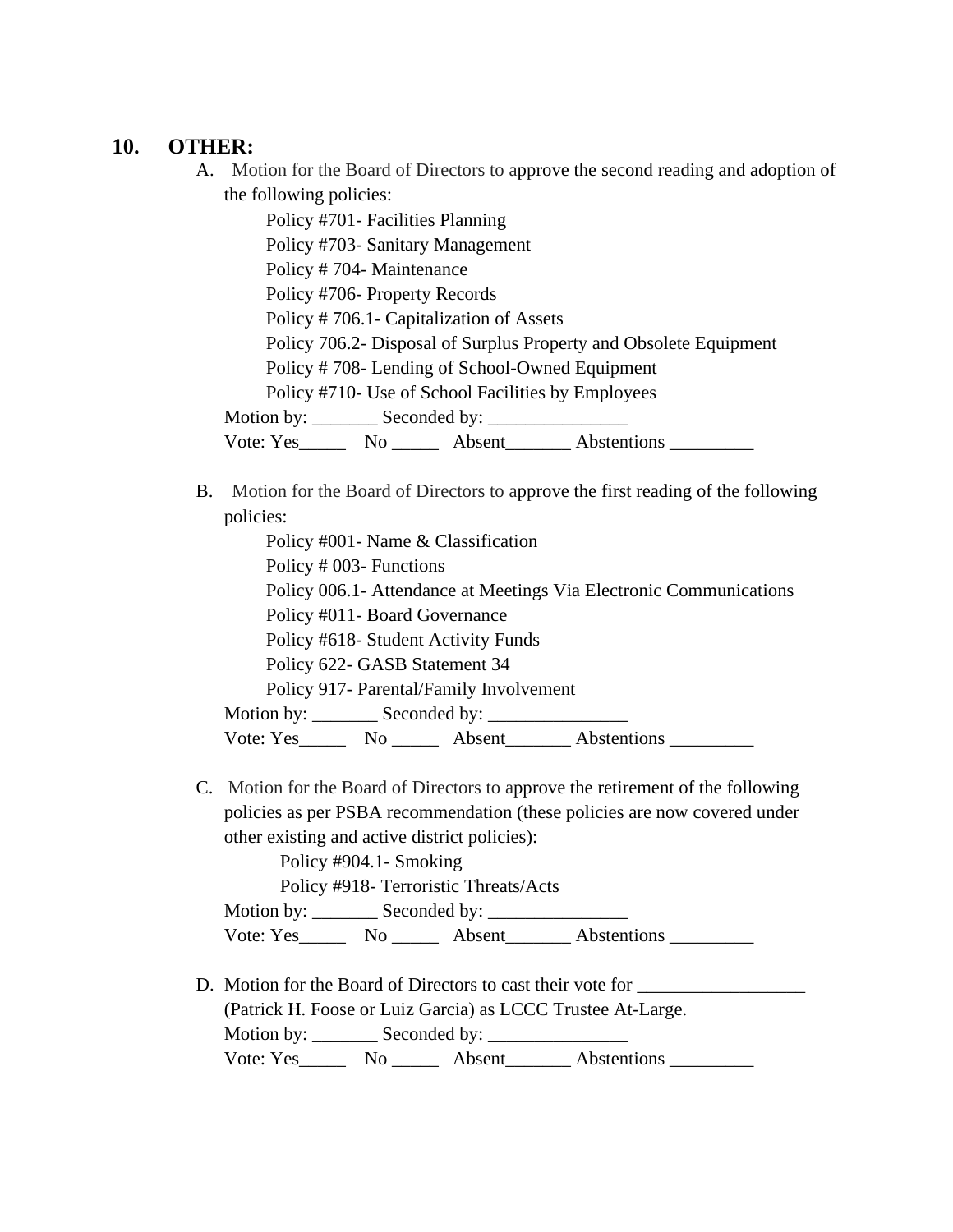## 10. OTHER:

A. Motion for the Board of Directors to approve the second reading and adoption of the following policies:

Policy #701- Facilities Planning
Policy #703- Sanitary Management
Policy # 704- Maintenance
Policy #706- Property Records
Policy # 706.1- Capitalization of Assets
Policy 706.2- Disposal of Surplus Property and Obsolete Equipment
Policy # 708- Lending of School-Owned Equipment
Policy #710- Use of School Facilities by Employees

Motion by: _______ Seconded by: _______________
Vote: Yes_____ No _____ Absent_______ Abstentions _________

B. Motion for the Board of Directors to approve the first reading of the following policies:

Policy #001- Name & Classification
Policy # 003- Functions
Policy 006.1- Attendance at Meetings Via Electronic Communications
Policy #011- Board Governance
Policy #618- Student Activity Funds
Policy 622- GASB Statement 34
Policy 917- Parental/Family Involvement

Motion by: _______ Seconded by: _______________
Vote: Yes_____ No _____ Absent_______ Abstentions _________

C. Motion for the Board of Directors to approve the retirement of the following policies as per PSBA recommendation (these policies are now covered under other existing and active district policies):

Policy #904.1- Smoking
Policy #918- Terroristic Threats/Acts

Motion by: _______ Seconded by: _______________
Vote: Yes_____ No _____ Absent_______ Abstentions _________

D. Motion for the Board of Directors to cast their vote for __________________ (Patrick H. Foose or Luiz Garcia) as LCCC Trustee At-Large.

Motion by: _______ Seconded by: _______________
Vote: Yes_____ No _____ Absent_______ Abstentions _________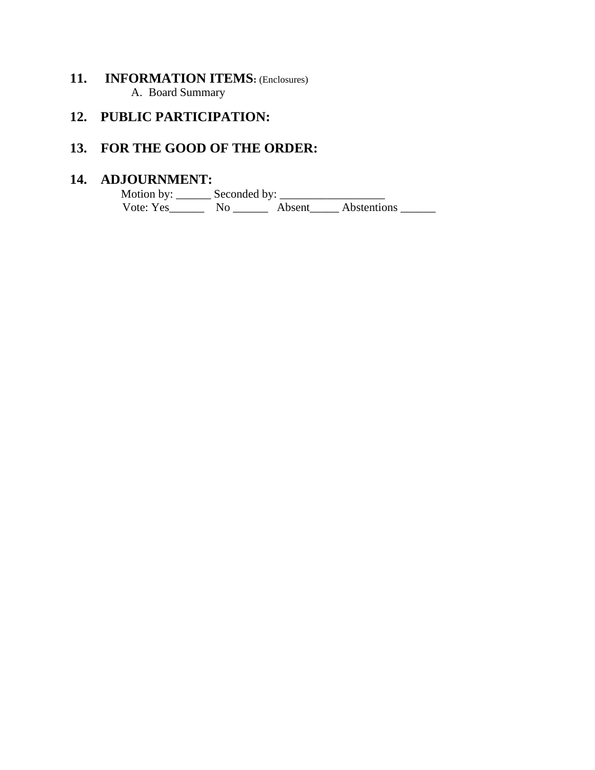## 11. INFORMATION ITEMS: (Enclosures)

A. Board Summary

## 12. PUBLIC PARTICIPATION:

## 13. FOR THE GOOD OF THE ORDER:

## 14. ADJOURNMENT:

Motion by: ______ Seconded by: __________________

Vote: Yes______ No ______ Absent_____ Abstentions ______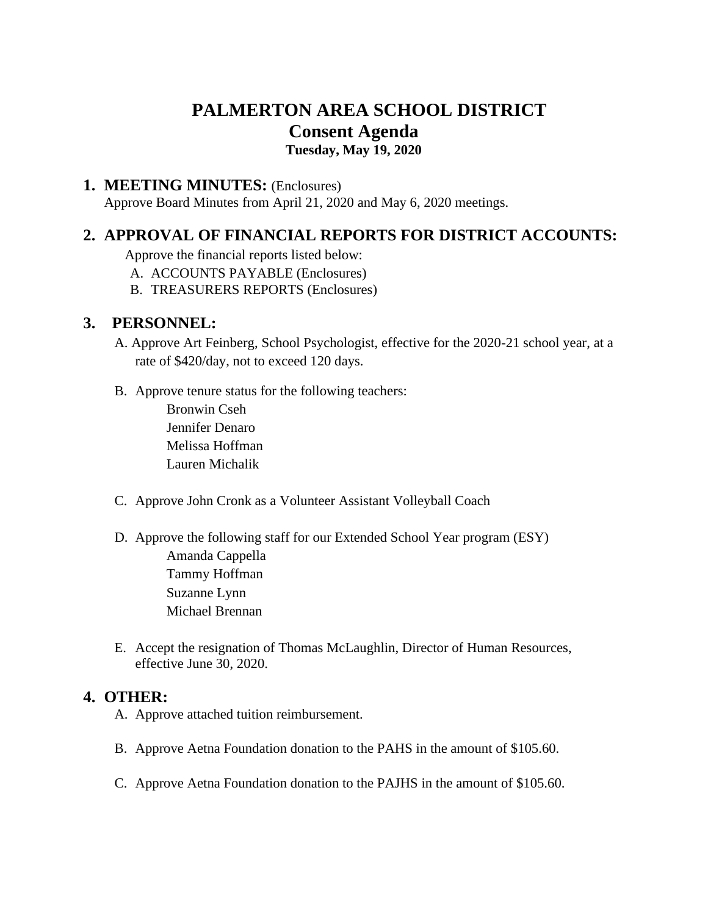# PALMERTON AREA SCHOOL DISTRICT
## Consent Agenda
### Tuesday, May 19, 2020

## 1. MEETING MINUTES: (Enclosures)

Approve Board Minutes from April 21, 2020 and May 6, 2020 meetings.

## 2. APPROVAL OF FINANCIAL REPORTS FOR DISTRICT ACCOUNTS:

Approve the financial reports listed below:

A. ACCOUNTS PAYABLE (Enclosures)
B. TREASURERS REPORTS (Enclosures)

## 3. PERSONNEL:

A. Approve Art Feinberg, School Psychologist, effective for the 2020-21 school year, at a rate of $420/day, not to exceed 120 days.

B. Approve tenure status for the following teachers:
   - Bronwin Cseh
   - Jennifer Denaro
   - Melissa Hoffman
   - Lauren Michalik

C. Approve John Cronk as a Volunteer Assistant Volleyball Coach

D. Approve the following staff for our Extended School Year program (ESY)
   - Amanda Cappella
   - Tammy Hoffman
   - Suzanne Lynn
   - Michael Brennan

E. Accept the resignation of Thomas McLaughlin, Director of Human Resources, effective June 30, 2020.

## 4. OTHER:

A. Approve attached tuition reimbursement.

B. Approve Aetna Foundation donation to the PAHS in the amount of $105.60.

C. Approve Aetna Foundation donation to the PAJHS in the amount of $105.60.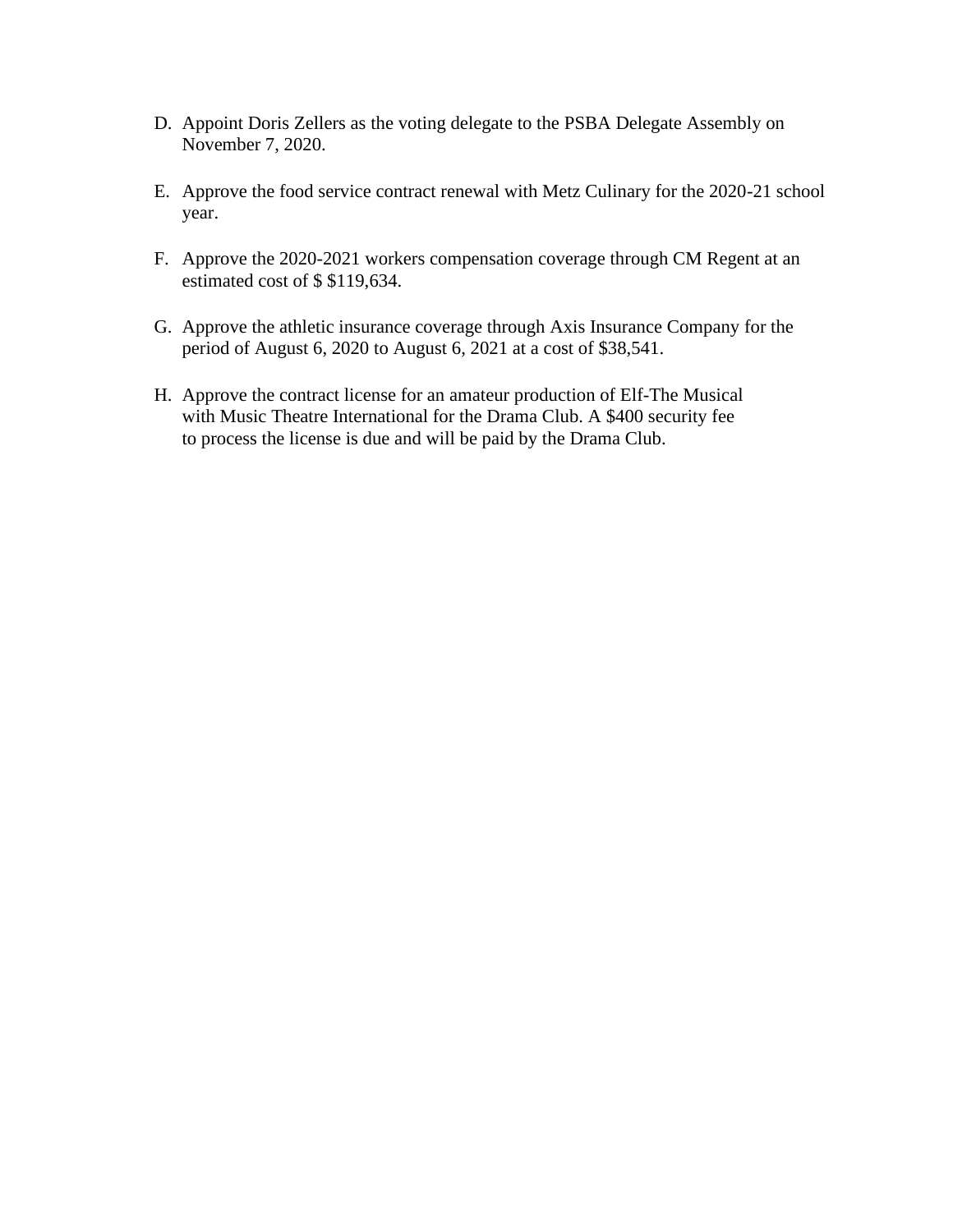D. Appoint Doris Zellers as the voting delegate to the PSBA Delegate Assembly on November 7, 2020.

E. Approve the food service contract renewal with Metz Culinary for the 2020-21 school year.

F. Approve the 2020-2021 workers compensation coverage through CM Regent at an estimated cost of $ $119,634.

G. Approve the athletic insurance coverage through Axis Insurance Company for the period of August 6, 2020 to August 6, 2021 at a cost of $38,541.

H. Approve the contract license for an amateur production of Elf-The Musical with Music Theatre International for the Drama Club. A $400 security fee to process the license is due and will be paid by the Drama Club.